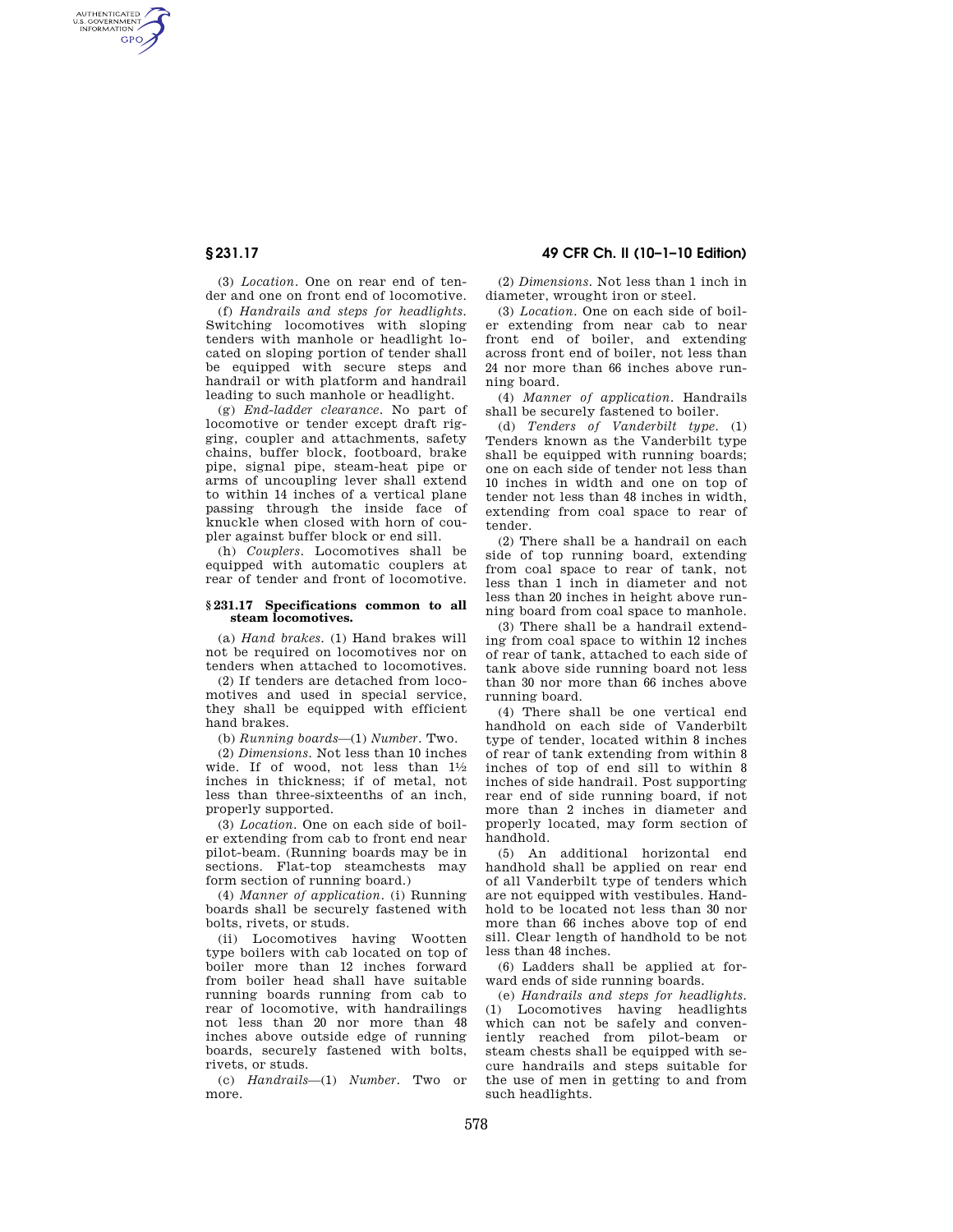(3) *Location.* One on rear end of tender and one on front end of locomotive.

(f) *Handrails and steps for headlights.* Switching locomotives with sloping tenders with manhole or headlight located on sloping portion of tender shall be equipped with secure steps and handrail or with platform and handrail leading to such manhole or headlight.

(g) *End-ladder clearance.* No part of locomotive or tender except draft rigging, coupler and attachments, safety chains, buffer block, footboard, brake pipe, signal pipe, steam-heat pipe or arms of uncoupling lever shall extend to within 14 inches of a vertical plane passing through the inside face of knuckle when closed with horn of coupler against buffer block or end sill.

(h) *Couplers.* Locomotives shall be equipped with automatic couplers at rear of tender and front of locomotive.

### § 231.17 Specifications common to all steam locomotives.

(a) *Hand brakes.* (1) Hand brakes will not be required on locomotives nor on tenders when attached to locomotives.

(2) If tenders are detached from locomotives and used in special service, they shall be equipped with efficient hand brakes.

(b) *Running boards*—(1) *Number.* Two.

(2) *Dimensions.* Not less than 10 inches wide. If of wood, not less than 1½ inches in thickness; if of metal, not less than three-sixteenths of an inch, properly supported.

(3) *Location.* One on each side of boiler extending from cab to front end near pilot-beam. (Running boards may be in sections. Flat-top steamchests may form section of running board.)

(4) *Manner of application.* (i) Running boards shall be securely fastened with bolts, rivets, or studs.

(ii) Locomotives having Wootten type boilers with cab located on top of boiler more than 12 inches forward from boiler head shall have suitable running boards running from cab to rear of locomotive, with handrailings not less than 20 nor more than 48 inches above outside edge of running boards, securely fastened with bolts, rivets, or studs.

(c) *Handrails*—(1) *Number.* Two or more.

(2) *Dimensions.* Not less than 1 inch in diameter, wrought iron or steel.

(3) *Location.* One on each side of boiler extending from near cab to near front end of boiler, and extending across front end of boiler, not less than 24 nor more than 66 inches above running board.

(4) *Manner of application.* Handrails shall be securely fastened to boiler.

(d) *Tenders of Vanderbilt type.* (1) Tenders known as the Vanderbilt type shall be equipped with running boards; one on each side of tender not less than 10 inches in width and one on top of tender not less than 48 inches in width, extending from coal space to rear of tender.

(2) There shall be a handrail on each side of top running board, extending from coal space to rear of tank, not less than 1 inch in diameter and not less than 20 inches in height above running board from coal space to manhole.

(3) There shall be a handrail extending from coal space to within 12 inches of rear of tank, attached to each side of tank above side running board not less than 30 nor more than 66 inches above running board.

(4) There shall be one vertical end handhold on each side of Vanderbilt type of tender, located within 8 inches of rear of tank extending from within 8 inches of top of end sill to within 8 inches of side handrail. Post supporting rear end of side running board, if not more than 2 inches in diameter and properly located, may form section of handhold.

(5) An additional horizontal end handhold shall be applied on rear end of all Vanderbilt type of tenders which are not equipped with vestibules. Handhold to be located not less than 30 nor more than 66 inches above top of end sill. Clear length of handhold to be not less than 48 inches.

(6) Ladders shall be applied at forward ends of side running boards.

(e) *Handrails and steps for headlights.* (1) Locomotives having headlights which can not be safely and conveniently reached from pilot-beam or steam chests shall be equipped with secure handrails and steps suitable for the use of men in getting to and from such headlights.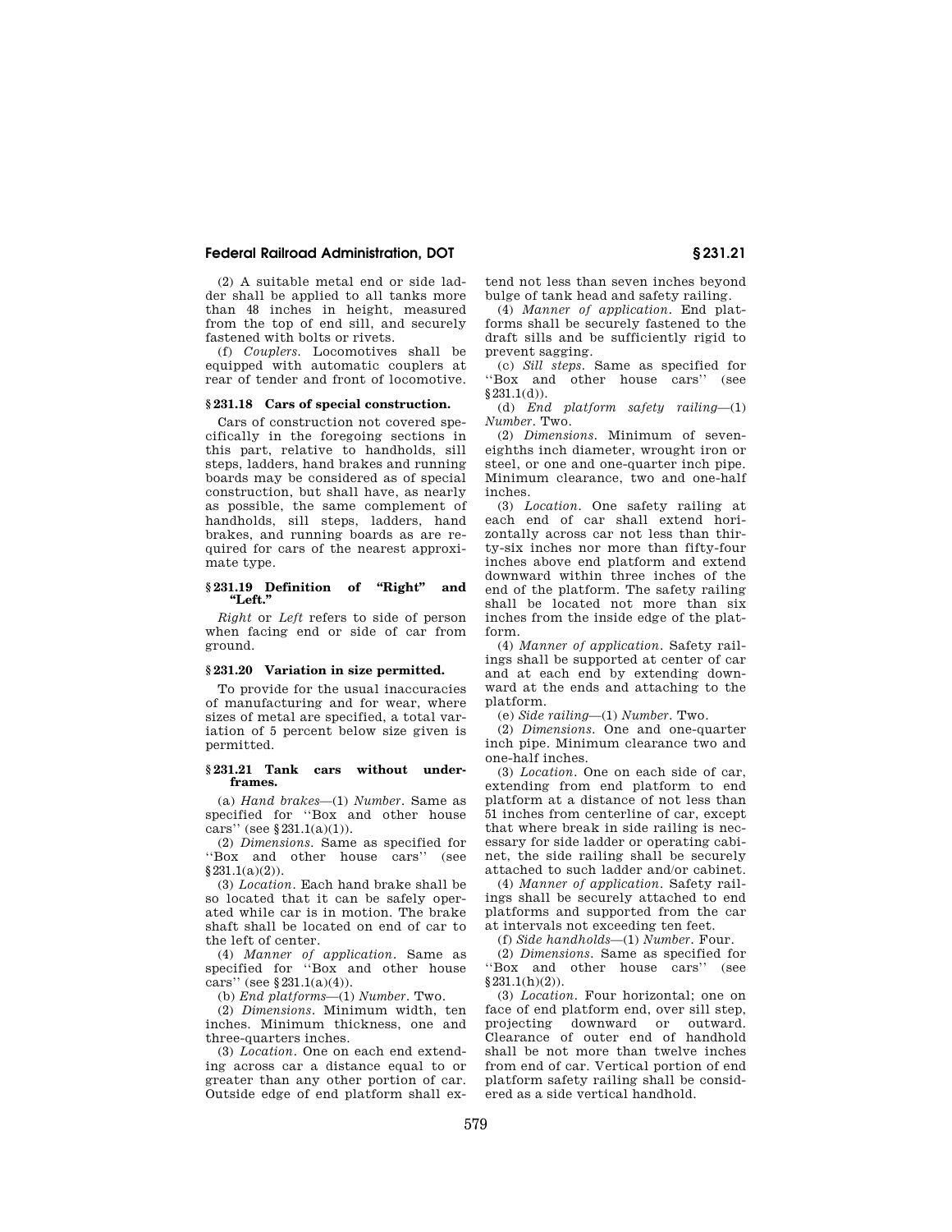(2) A suitable metal end or side ladder shall be applied to all tanks more than 48 inches in height, measured from the top of end sill, and securely fastened with bolts or rivets.

(f) *Couplers.* Locomotives shall be equipped with automatic couplers at rear of tender and front of locomotive.

### § 231.18 Cars of special construction.

Cars of construction not covered specifically in the foregoing sections in this part, relative to handholds, sill steps, ladders, hand brakes and running boards may be considered as of special construction, but shall have, as nearly as possible, the same complement of handholds, sill steps, ladders, hand brakes, and running boards as are required for cars of the nearest approximate type.

### § 231.19 Definition of "Right" and "Left."

*Right* or *Left* refers to side of person when facing end or side of car from ground.

### § 231.20 Variation in size permitted.

To provide for the usual inaccuracies of manufacturing and for wear, where sizes of metal are specified, a total variation of 5 percent below size given is permitted.

### § 231.21 Tank cars without underframes.

(a) *Hand brakes*—(1) *Number.* Same as specified for "Box and other house cars" (see § 231.1(a)(1)).

(2) *Dimensions.* Same as specified for "Box and other house cars" (see § 231.1(a)(2)).

(3) *Location.* Each hand brake shall be so located that it can be safely operated while car is in motion. The brake shaft shall be located on end of car to the left of center.

(4) *Manner of application.* Same as specified for "Box and other house cars" (see § 231.1(a)(4)).

(b) *End platforms*—(1) *Number.* Two.

(2) *Dimensions.* Minimum width, ten inches. Minimum thickness, one and three-quarters inches.

(3) *Location.* One on each end extending across car a distance equal to or greater than any other portion of car. Outside edge of end platform shall extend not less than seven inches beyond bulge of tank head and safety railing.

(4) *Manner of application.* End platforms shall be securely fastened to the draft sills and be sufficiently rigid to prevent sagging.

(c) *Sill steps.* Same as specified for "Box and other house cars" (see § 231.1(d)).

(d) *End platform safety railing*—(1) *Number.* Two.

(2) *Dimensions.* Minimum of seven-eighths inch diameter, wrought iron or steel, or one and one-quarter inch pipe. Minimum clearance, two and one-half inches.

(3) *Location.* One safety railing at each end of car shall extend horizontally across car not less than thirty-six inches nor more than fifty-four inches above end platform and extend downward within three inches of the end of the platform. The safety railing shall be located not more than six inches from the inside edge of the platform.

(4) *Manner of application.* Safety railings shall be supported at center of car and at each end by extending downward at the ends and attaching to the platform.

(e) *Side railing*—(1) *Number.* Two.

(2) *Dimensions.* One and one-quarter inch pipe. Minimum clearance two and one-half inches.

(3) *Location.* One on each side of car, extending from end platform to end platform at a distance of not less than 51 inches from centerline of car, except that where break in side railing is necessary for side ladder or operating cabinet, the side railing shall be securely attached to such ladder and/or cabinet.

(4) *Manner of application.* Safety railings shall be securely attached to end platforms and supported from the car at intervals not exceeding ten feet.

(f) *Side handholds*—(1) *Number.* Four.

(2) *Dimensions.* Same as specified for "Box and other house cars" (see § 231.1(h)(2)).

(3) *Location.* Four horizontal; one on face of end platform end, over sill step, projecting downward or outward. Clearance of outer end of handhold shall be not more than twelve inches from end of car. Vertical portion of end platform safety railing shall be considered as a side vertical handhold.